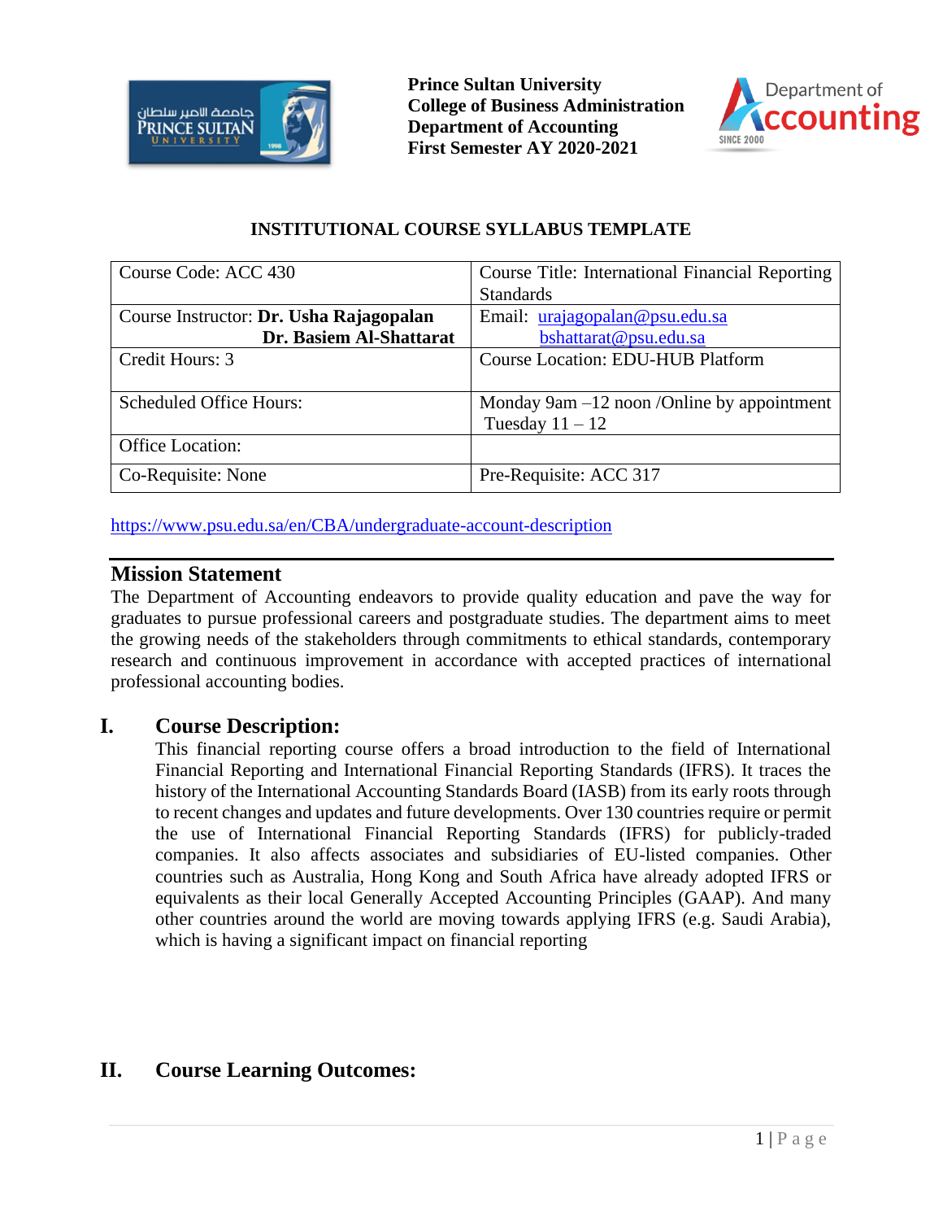**Prince Sultan University**
**College of Business Administration**
**Department of Accounting**
**First Semester AY 2020-2021**

### INSTITUTIONAL COURSE SYLLABUS TEMPLATE

| Course Code: ACC 430 | Course Title: International Financial Reporting Standards |
|---|---|
| Course Instructor: **Dr. Usha Rajagopalan** **Dr. Basiem Al-Shattarat** | Email: urajagopalan@psu.edu.sa bshattarat@psu.edu.sa |
| Credit Hours: 3 | Course Location: EDU-HUB Platform |
| Scheduled Office Hours: | Monday 9am –12 noon /Online by appointment Tuesday 11 – 12 |
| Office Location: | |
| Co-Requisite: None | Pre-Requisite: ACC 317 |

https://www.psu.edu.sa/en/CBA/undergraduate-account-description

## Mission Statement

The Department of Accounting endeavors to provide quality education and pave the way for graduates to pursue professional careers and postgraduate studies. The department aims to meet the growing needs of the stakeholders through commitments to ethical standards, contemporary research and continuous improvement in accordance with accepted practices of international professional accounting bodies.

## I. Course Description:

This financial reporting course offers a broad introduction to the field of International Financial Reporting and International Financial Reporting Standards (IFRS). It traces the history of the International Accounting Standards Board (IASB) from its early roots through to recent changes and updates and future developments. Over 130 countries require or permit the use of International Financial Reporting Standards (IFRS) for publicly-traded companies. It also affects associates and subsidiaries of EU-listed companies. Other countries such as Australia, Hong Kong and South Africa have already adopted IFRS or equivalents as their local Generally Accepted Accounting Principles (GAAP). And many other countries around the world are moving towards applying IFRS (e.g. Saudi Arabia), which is having a significant impact on financial reporting

## II. Course Learning Outcomes: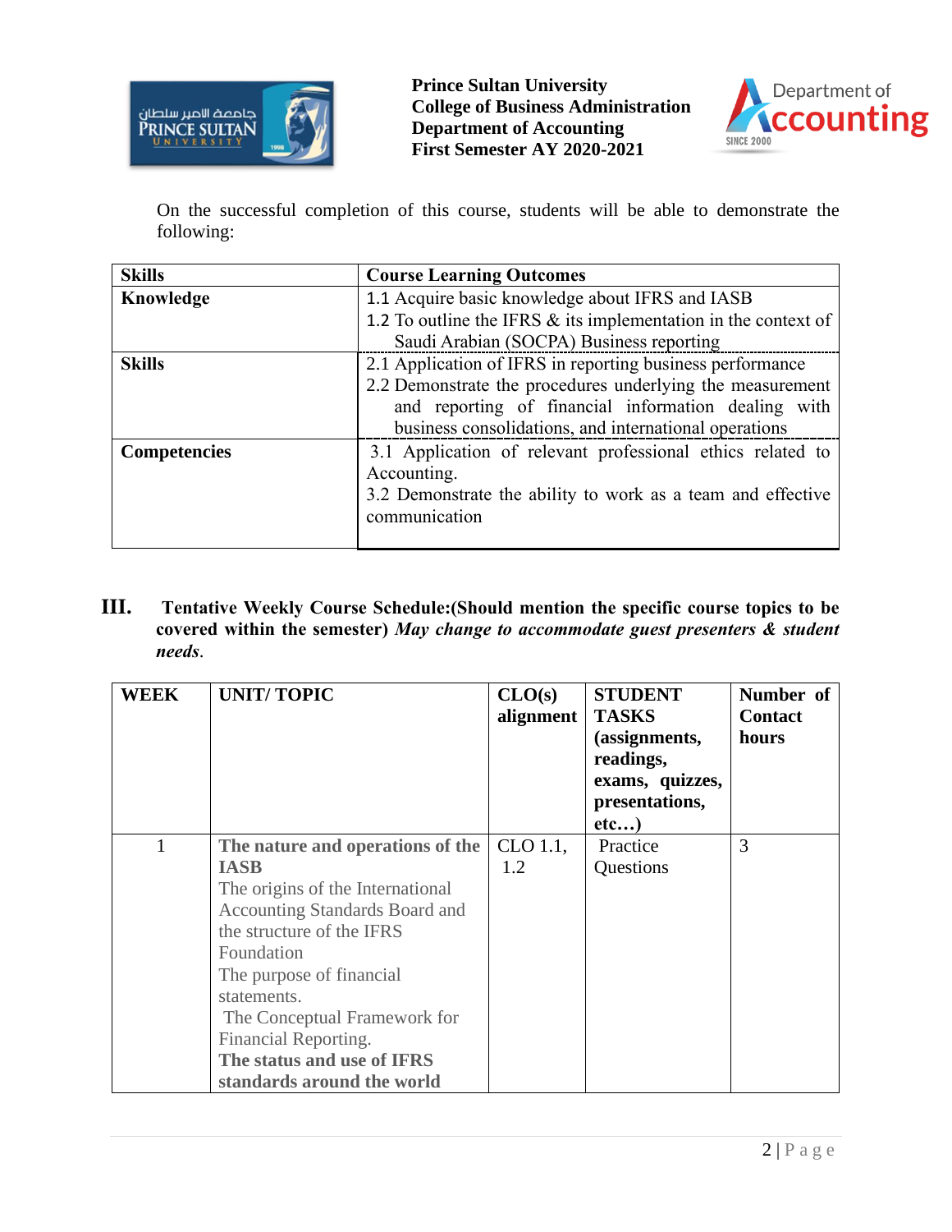On the successful completion of this course, students will be able to demonstrate the following:

| Skills | Course Learning Outcomes |
|---|---|
| **Knowledge** | 1.1 Acquire basic knowledge about IFRS and IASB<br>1.2 To outline the IFRS & its implementation in the context of Saudi Arabian (SOCPA) Business reporting |
| **Skills** | 2.1 Application of IFRS in reporting business performance<br>2.2 Demonstrate the procedures underlying the measurement and reporting of financial information dealing with business consolidations, and international operations |
| **Competencies** | 3.1 Application of relevant professional ethics related to Accounting.<br>3.2 Demonstrate the ability to work as a team and effective communication |

## III. Tentative Weekly Course Schedule:(Should mention the specific course topics to be covered within the semester) *May change to accommodate guest presenters & student needs*.

| WEEK | UNIT/ TOPIC | CLO(s) alignment | STUDENT TASKS (assignments, readings, exams, quizzes, presentations, etc…) | Number of Contact hours |
|---|---|---|---|---|
| 1 | **The nature and operations of the IASB**<br>The origins of the International Accounting Standards Board and the structure of the IFRS Foundation<br>The purpose of financial statements.<br>The Conceptual Framework for Financial Reporting.<br>**The status and use of IFRS standards around the world** | CLO 1.1, 1.2 | Practice Questions | 3 |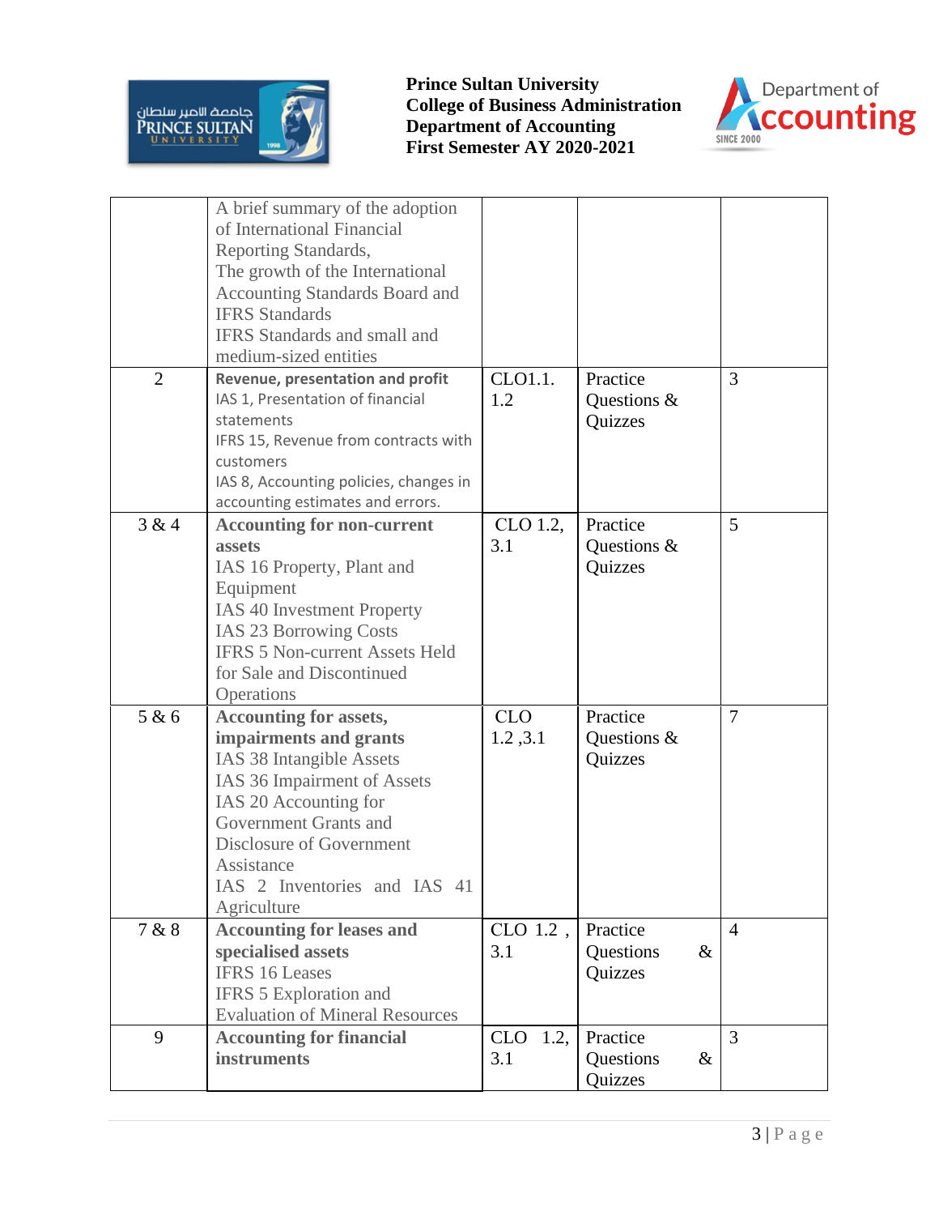| | | | | |
|---|---|---|---|---|
| | A brief summary of the adoption of International Financial Reporting Standards,<br>The growth of the International Accounting Standards Board and IFRS Standards<br>IFRS Standards and small and medium-sized entities | | | |
| 2 | **Revenue, presentation and profit**<br>IAS 1, Presentation of financial statements<br>IFRS 15, Revenue from contracts with customers<br>IAS 8, Accounting policies, changes in accounting estimates and errors. | CLO1.1.<br>1.2 | Practice Questions & Quizzes | 3 |
| 3 & 4 | **Accounting for non-current assets**<br>IAS 16 Property, Plant and Equipment<br>IAS 40 Investment Property<br>IAS 23 Borrowing Costs<br>IFRS 5 Non-current Assets Held for Sale and Discontinued Operations | CLO 1.2,<br>3.1 | Practice Questions & Quizzes | 5 |
| 5 & 6 | **Accounting for assets, impairments and grants**<br>IAS 38 Intangible Assets<br>IAS 36 Impairment of Assets<br>IAS 20 Accounting for Government Grants and Disclosure of Government Assistance<br>IAS 2 Inventories and IAS 41 Agriculture | CLO<br>1.2 ,3.1 | Practice Questions & Quizzes | 7 |
| 7 & 8 | **Accounting for leases and specialised assets**<br>IFRS 16 Leases<br>IFRS 5 Exploration and Evaluation of Mineral Resources | CLO 1.2 ,<br>3.1 | Practice Questions & Quizzes | 4 |
| 9 | **Accounting for financial instruments** | CLO 1.2,<br>3.1 | Practice Questions & Quizzes | 3 |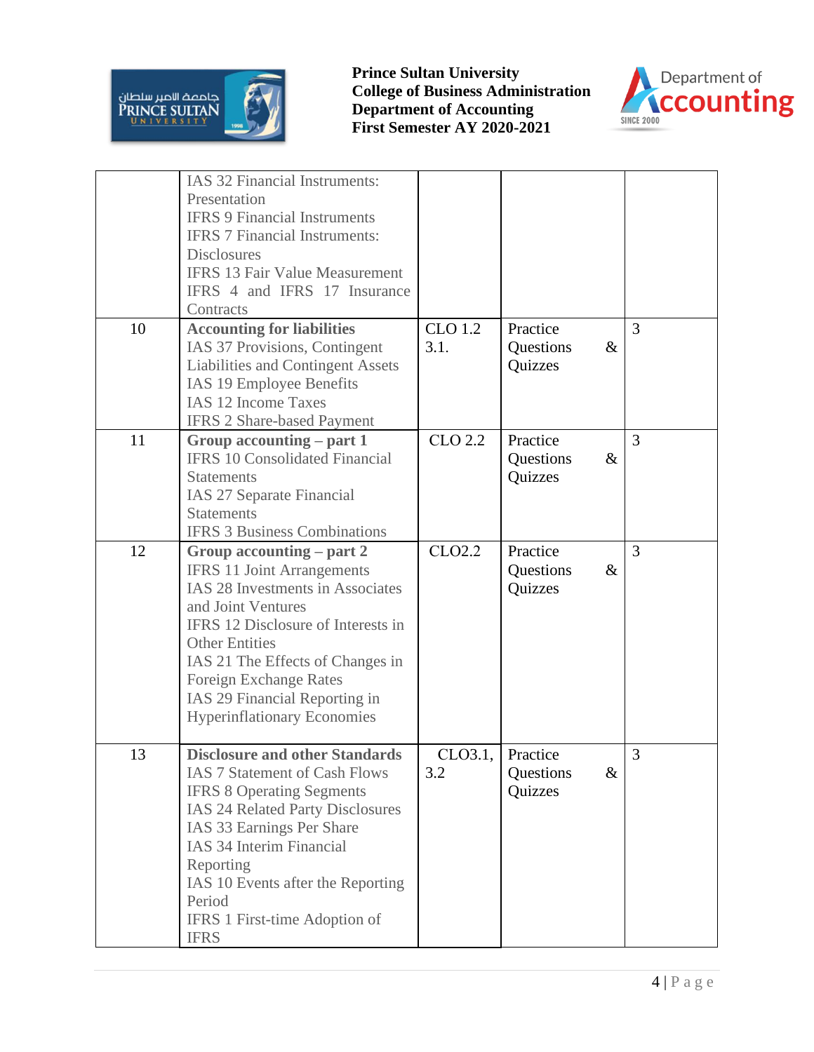| | | | | |
|---|---|---|---|---|
| | IAS 32 Financial Instruments: Presentation<br>IFRS 9 Financial Instruments<br>IFRS 7 Financial Instruments: Disclosures<br>IFRS 13 Fair Value Measurement<br>IFRS 4 and IFRS 17 Insurance Contracts | | | |
| 10 | **Accounting for liabilities**<br>IAS 37 Provisions, Contingent Liabilities and Contingent Assets<br>IAS 19 Employee Benefits<br>IAS 12 Income Taxes<br>IFRS 2 Share-based Payment | CLO 1.2 3.1. | Practice Questions & Quizzes | 3 |
| 11 | **Group accounting – part 1**<br>IFRS 10 Consolidated Financial Statements<br>IAS 27 Separate Financial Statements<br>IFRS 3 Business Combinations | CLO 2.2 | Practice Questions & Quizzes | 3 |
| 12 | **Group accounting – part 2**<br>IFRS 11 Joint Arrangements<br>IAS 28 Investments in Associates and Joint Ventures<br>IFRS 12 Disclosure of Interests in Other Entities<br>IAS 21 The Effects of Changes in Foreign Exchange Rates<br>IAS 29 Financial Reporting in Hyperinflationary Economies | CLO2.2 | Practice Questions & Quizzes | 3 |
| 13 | **Disclosure and other Standards**<br>IAS 7 Statement of Cash Flows<br>IFRS 8 Operating Segments<br>IAS 24 Related Party Disclosures<br>IAS 33 Earnings Per Share<br>IAS 34 Interim Financial Reporting<br>IAS 10 Events after the Reporting Period<br>IFRS 1 First-time Adoption of IFRS | CLO3.1, 3.2 | Practice Questions & Quizzes | 3 |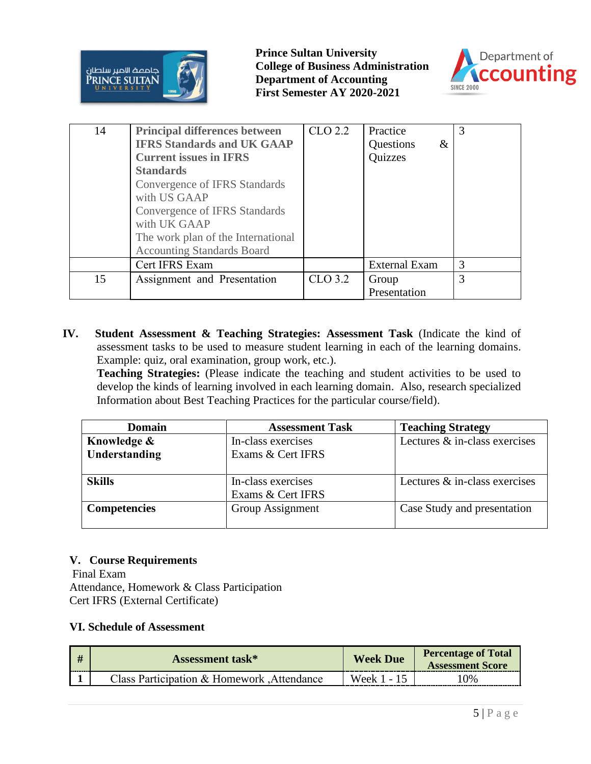| 14 | **Principal differences between IFRS Standards and UK GAAP**<br>**Current issues in IFRS Standards**<br>Convergence of IFRS Standards with US GAAP<br>Convergence of IFRS Standards with UK GAAP<br>The work plan of the International Accounting Standards Board | CLO 2.2 | Practice Questions & Quizzes | 3 |
|---|---|---|---|---|
| | Cert IFRS Exam | | External Exam | 3 |
| 15 | Assignment and Presentation | CLO 3.2 | Group Presentation | 3 |

**IV. Student Assessment & Teaching Strategies: Assessment Task** (Indicate the kind of assessment tasks to be used to measure student learning in each of the learning domains. Example: quiz, oral examination, group work, etc.).

**Teaching Strategies:** (Please indicate the teaching and student activities to be used to develop the kinds of learning involved in each learning domain. Also, research specialized Information about Best Teaching Practices for the particular course/field).

| Domain | Assessment Task | Teaching Strategy |
|---|---|---|
| **Knowledge & Understanding** | In-class exercises<br>Exams & Cert IFRS | Lectures & in-class exercises |
| **Skills** | In-class exercises<br>Exams & Cert IFRS | Lectures & in-class exercises |
| **Competencies** | Group Assignment | Case Study and presentation |

## V. Course Requirements

Final Exam
Attendance, Homework & Class Participation
Cert IFRS (External Certificate)

## VI. Schedule of Assessment

| # | Assessment task* | Week Due | Percentage of Total Assessment Score |
|---|---|---|---|
| 1 | Class Participation & Homework ,Attendance | Week 1 - 15 | 10% |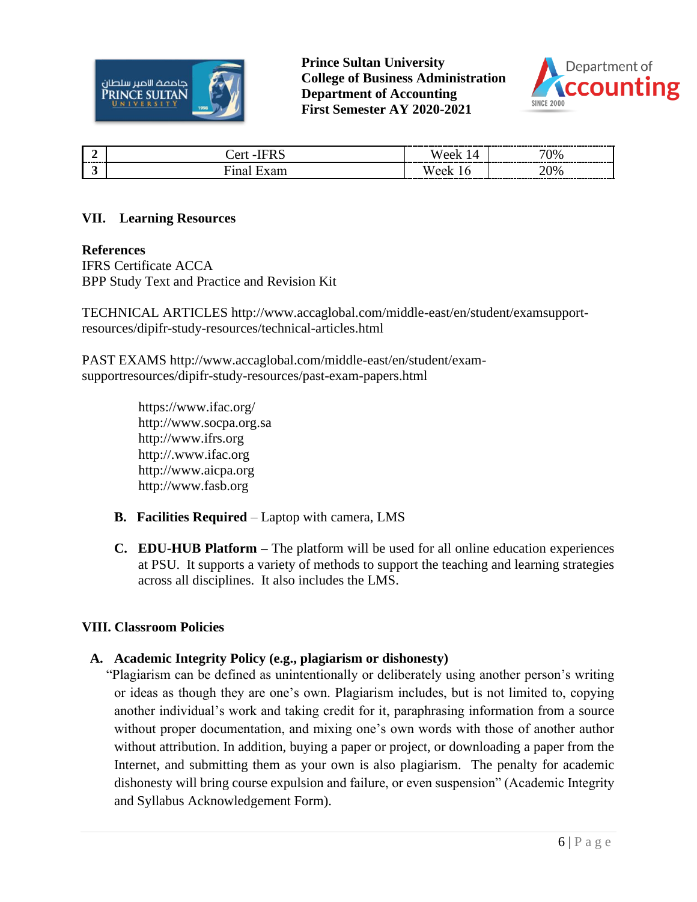| 2 | Cert -IFRS | Week 14 | 70% |
|---|---|---|---|
| 3 | Final Exam | Week 16 | 20% |

## VII. Learning Resources

**References**
IFRS Certificate ACCA
BPP Study Text and Practice and Revision Kit

TECHNICAL ARTICLES http://www.accaglobal.com/middle-east/en/student/examsupport-resources/dipifr-study-resources/technical-articles.html

PAST EXAMS http://www.accaglobal.com/middle-east/en/student/exam-supportresources/dipifr-study-resources/past-exam-papers.html

https://www.ifac.org/
http://www.socpa.org.sa
http://www.ifrs.org
http://.www.ifac.org
http://www.aicpa.org
http://www.fasb.org

**B. Facilities Required** – Laptop with camera, LMS

**C. EDU-HUB Platform –** The platform will be used for all online education experiences at PSU. It supports a variety of methods to support the teaching and learning strategies across all disciplines. It also includes the LMS.

## VIII. Classroom Policies

### A. Academic Integrity Policy (e.g., plagiarism or dishonesty)

"Plagiarism can be defined as unintentionally or deliberately using another person's writing or ideas as though they are one's own. Plagiarism includes, but is not limited to, copying another individual's work and taking credit for it, paraphrasing information from a source without proper documentation, and mixing one's own words with those of another author without attribution. In addition, buying a paper or project, or downloading a paper from the Internet, and submitting them as your own is also plagiarism. The penalty for academic dishonesty will bring course expulsion and failure, or even suspension" (Academic Integrity and Syllabus Acknowledgement Form).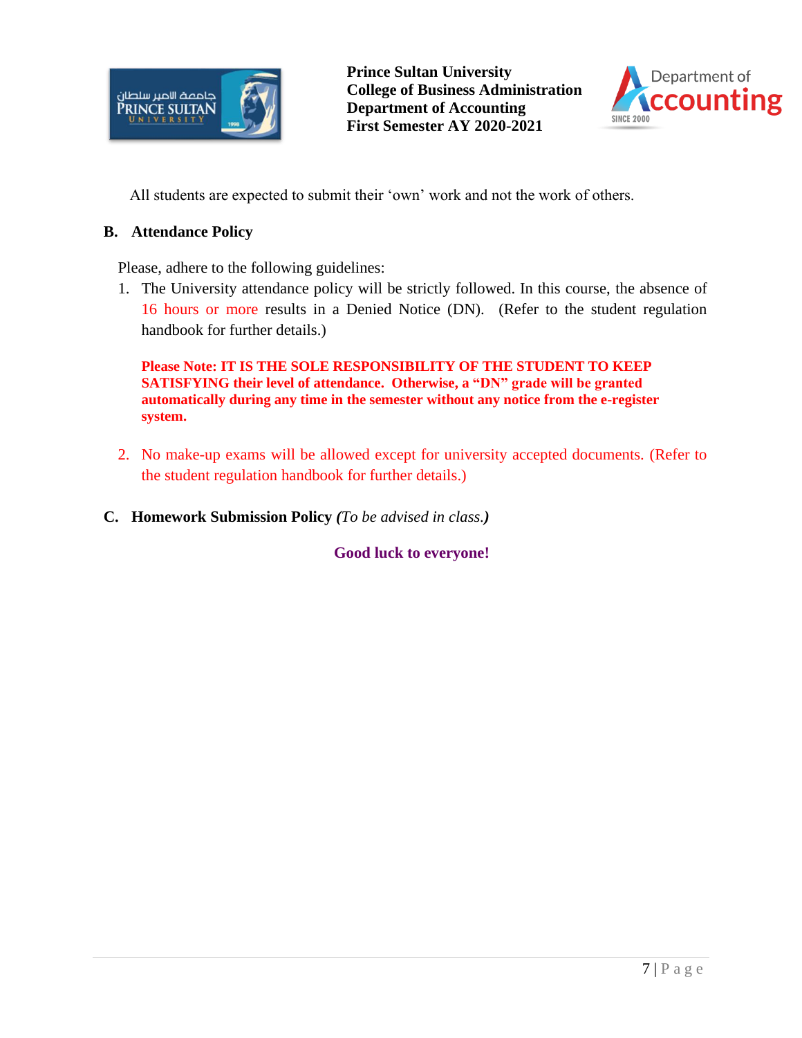All students are expected to submit their 'own' work and not the work of others.

### B. Attendance Policy

Please, adhere to the following guidelines:

1. The University attendance policy will be strictly followed. In this course, the absence of 16 hours or more results in a Denied Notice (DN). (Refer to the student regulation handbook for further details.)

   **Please Note: IT IS THE SOLE RESPONSIBILITY OF THE STUDENT TO KEEP SATISFYING their level of attendance. Otherwise, a "DN" grade will be granted automatically during any time in the semester without any notice from the e-register system.**

2. No make-up exams will be allowed except for university accepted documents. (Refer to the student regulation handbook for further details.)

### C. Homework Submission Policy *(To be advised in class.)*

**Good luck to everyone!**